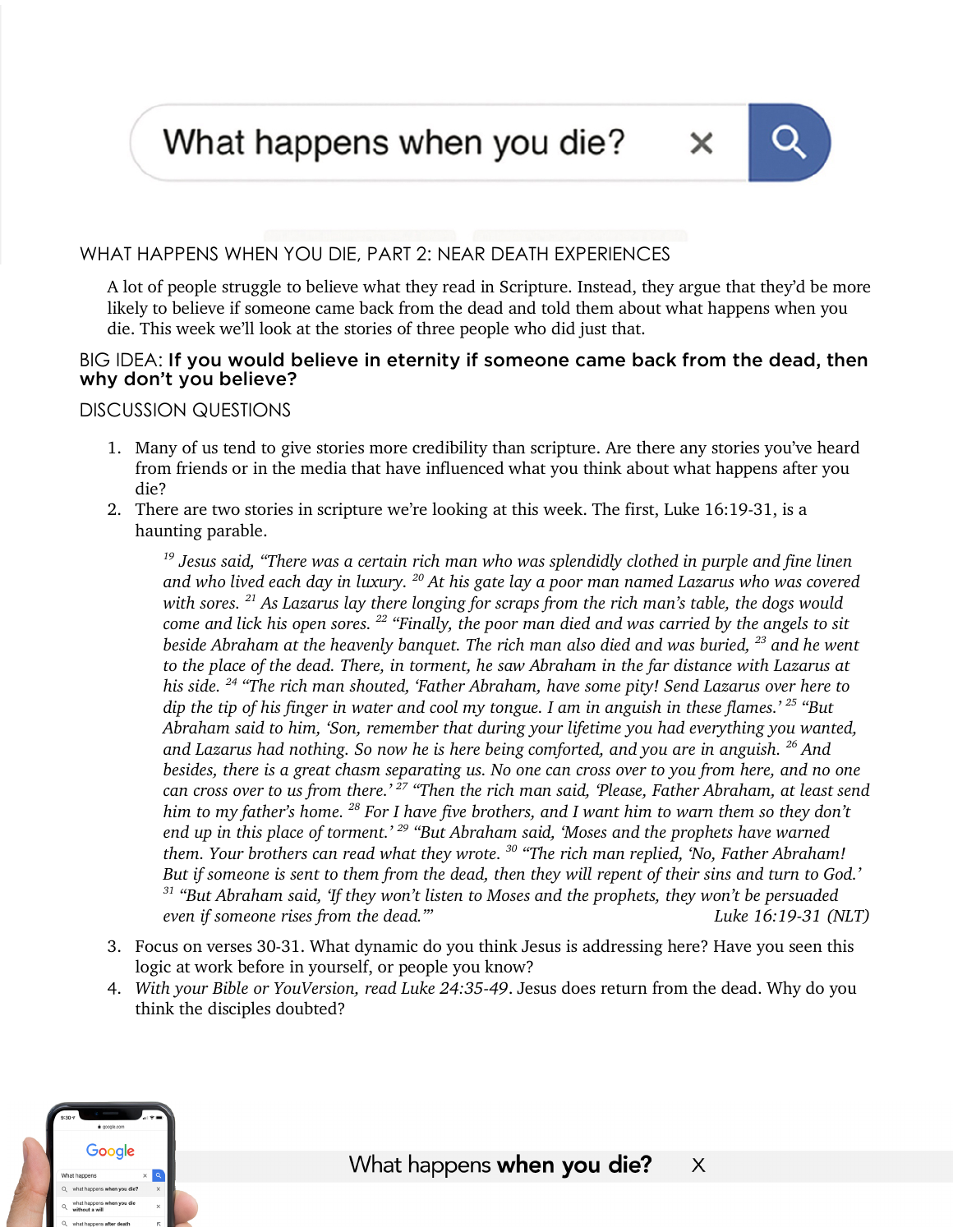What happens when you die?

## WHAT HAPPENS WHEN YOU DIE, PART 2: NEAR DEATH EXPERIENCES

A lot of people struggle to believe what they read in Scripture. Instead, they argue that they'd be more likely to believe if someone came back from the dead and told them about what happens when you die. This week we'll look at the stories of three people who did just that.

BIG IDEA: **If you would believe in eternity if someone came back from the dead, then why don't you believe?**

## DISCUSSION QUESTIONS

1. Many of us tend to give stories more credibility than scripture. Are there any stories you've heard from friends or in the media that have influenced what you think about what happens after you die?
2. There are two stories in scripture we're looking at this week. The first, Luke 16:19-31, is a haunting parable.

   *[19] Jesus said, "There was a certain rich man who was splendidly clothed in purple and fine linen and who lived each day in luxury. [20] At his gate lay a poor man named Lazarus who was covered with sores. [21] As Lazarus lay there longing for scraps from the rich man's table, the dogs would come and lick his open sores. [22] "Finally, the poor man died and was carried by the angels to sit beside Abraham at the heavenly banquet. The rich man also died and was buried, [23] and he went to the place of the dead. There, in torment, he saw Abraham in the far distance with Lazarus at his side. [24] "The rich man shouted, 'Father Abraham, have some pity! Send Lazarus over here to dip the tip of his finger in water and cool my tongue. I am in anguish in these flames.' [25] "But Abraham said to him, 'Son, remember that during your lifetime you had everything you wanted, and Lazarus had nothing. So now he is here being comforted, and you are in anguish. [26] And besides, there is a great chasm separating us. No one can cross over to you from here, and no one can cross over to us from there.' [27] "Then the rich man said, 'Please, Father Abraham, at least send him to my father's home. [28] For I have five brothers, and I want him to warn them so they don't end up in this place of torment.' [29] "But Abraham said, 'Moses and the prophets have warned them. Your brothers can read what they wrote. [30] "The rich man replied, 'No, Father Abraham! But if someone is sent to them from the dead, then they will repent of their sins and turn to God.' [31] "But Abraham said, 'If they won't listen to Moses and the prophets, they won't be persuaded even if someone rises from the dead.'"* Luke 16:19-31 (NLT)

3. Focus on verses 30-31. What dynamic do you think Jesus is addressing here? Have you seen this logic at work before in yourself, or people you know?
4. *With your Bible or YouVersion, read Luke 24:35-49*. Jesus does return from the dead. Why do you think the disciples doubted?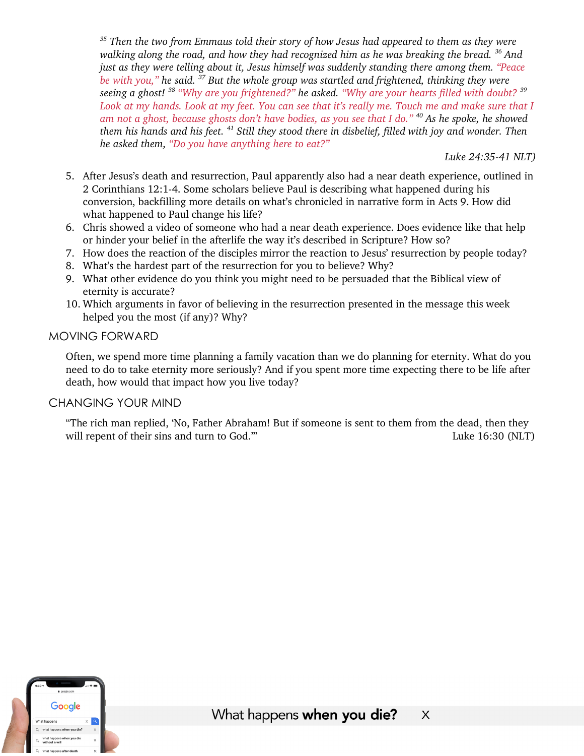*[35] Then the two from Emmaus told their story of how Jesus had appeared to them as they were walking along the road, and how they had recognized him as he was breaking the bread. [36] And just as they were telling about it, Jesus himself was suddenly standing there among them. "Peace be with you," he said. [37] But the whole group was startled and frightened, thinking they were seeing a ghost! [38] "Why are you frightened?" he asked. "Why are your hearts filled with doubt? [39] Look at my hands. Look at my feet. You can see that it's really me. Touch me and make sure that I am not a ghost, because ghosts don't have bodies, as you see that I do." [40] As he spoke, he showed them his hands and his feet. [41] Still they stood there in disbelief, filled with joy and wonder. Then he asked them, "Do you have anything here to eat?"*

*Luke 24:35-41 NLT)*

5. After Jesus's death and resurrection, Paul apparently also had a near death experience, outlined in 2 Corinthians 12:1-4. Some scholars believe Paul is describing what happened during his conversion, backfilling more details on what's chronicled in narrative form in Acts 9. How did what happened to Paul change his life?
6. Chris showed a video of someone who had a near death experience. Does evidence like that help or hinder your belief in the afterlife the way it's described in Scripture? How so?
7. How does the reaction of the disciples mirror the reaction to Jesus' resurrection by people today?
8. What's the hardest part of the resurrection for you to believe? Why?
9. What other evidence do you think you might need to be persuaded that the Biblical view of eternity is accurate?
10. Which arguments in favor of believing in the resurrection presented in the message this week helped you the most (if any)? Why?

## MOVING FORWARD

Often, we spend more time planning a family vacation than we do planning for eternity. What do you need to do to take eternity more seriously? And if you spent more time expecting there to be life after death, how would that impact how you live today?

## CHANGING YOUR MIND

"The rich man replied, 'No, Father Abraham! But if someone is sent to them from the dead, then they will repent of their sins and turn to God.'" Luke 16:30 (NLT)